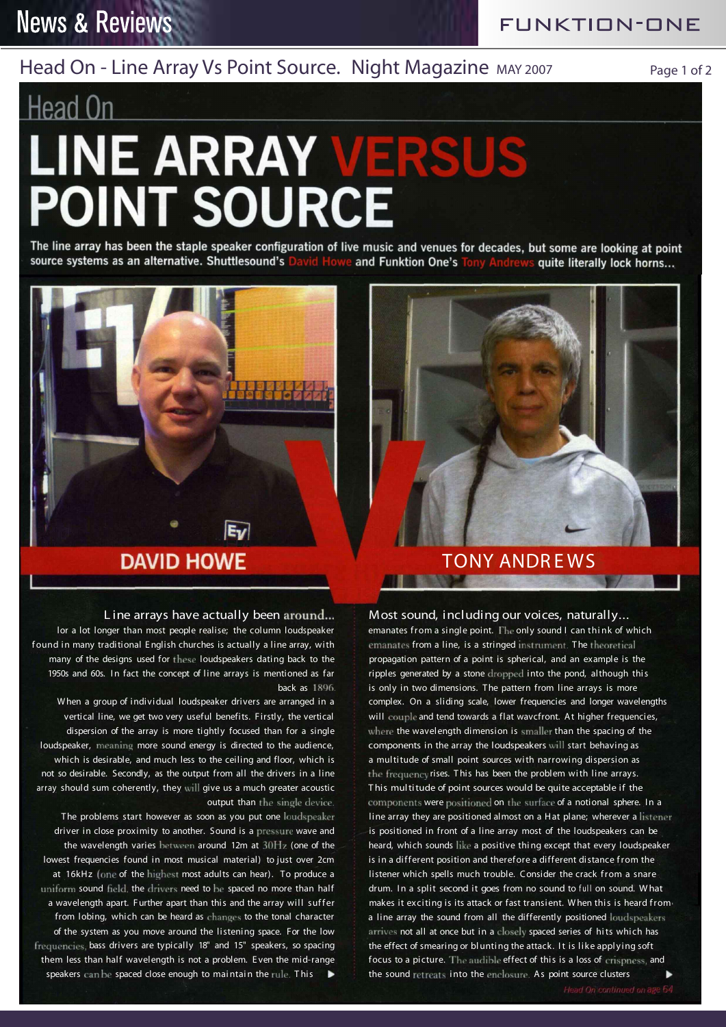# Head On

# LINE ARRAY VERSUS POINT SOURCE

**The line array has been the staple speaker configuration of live music and venues for decades, but some are looking at point source systems as an alternative. Shuttlesound's David Howe and Funktion One's Tony Andrews quite literally lock horns...**

## DAVID HOWE

Line arrays have actually been around... lor a lot longer than most people realise; the column loudspeaker found in many traditional English churches is actually a line array, with many of the designs used for these loudspeakers dating back to the 1950s and 60s. In fact the concept of line arrays is mentioned as far back as 1896.

When a group of individual loudspeaker drivers are arranged in a vertical line, we get two very useful benefits. Firstly, the vertical dispersion of the array is more tightly focused than for a single loudspeaker, meaning more sound energy is directed to the audience, which is desirable, and much less to the ceiling and floor, which is not so desirable. Secondly, as the output from all the drivers in a line array should sum coherently, they will give us a much greater acoustic output than the single device.

The problems start however as soon as you put one loudspeaker driver in close proximity to another. Sound is a pressure wave and the wavelength varies between around 12m at 30Hz (one of the lowest frequencies found in most musical material) to just over 2cm at 16kHz (one of the highest most adults can hear). To produce a uniform sound field, the drivers need to be spaced no more than half a wavelength apart. Further apart than this and the array will suffer from lobing, which can be heard as changes to the tonal character of the system as you move around the listening space. For the low frequencies, bass drivers are typically 18" and 15" speakers, so spacing them less than half wavelength is not a problem. Even the mid-range speakers can be spaced close enough to maintain the rule. This ▶

## TONY ANDREWS

Most sound, including our voices, naturally... emanates from a single point. The only sound I can think of which emanates from a line, is a stringed instrument. The theoretical propagation pattern of a point is spherical, and an example is the ripples generated by a stone dropped into the pond, although this is only in two dimensions. The pattern from line arrays is more complex. On a sliding scale, lower frequencies and longer wavelengths will couple and tend towards a flat wavcfront. At higher frequencies, where the wavelength dimension is smaller than the spacing of the components in the array the loudspeakers will start behaving as a multitude of small point sources with narrowing dispersion as the frequency rises. This has been the problem with line arrays. This multitude of point sources would be quite acceptable if the components were positioned on the surface of a notional sphere. In a line array they are positioned almost on a Hat plane; wherever a listener is positioned in front of a line array most of the loudspeakers can be heard, which sounds like a positive thing except that every loudspeaker is in a different position and therefore a different distance from the listener which spells much trouble. Consider the crack from a snare drum. In a split second it goes from no sound to full on sound. What makes it exciting is its attack or fast transient. When this is heard from a line array the sound from all the differently positioned loudspeakers arrives not all at once but in a closely spaced series of hits which has the effect of smearing or blunting the attack. It is like applying soft focus to a picture. The audible effect of this is a loss of crispness, and the sound retreats into the enclosure. As point source clusters ▶

*Head On continued on age 64*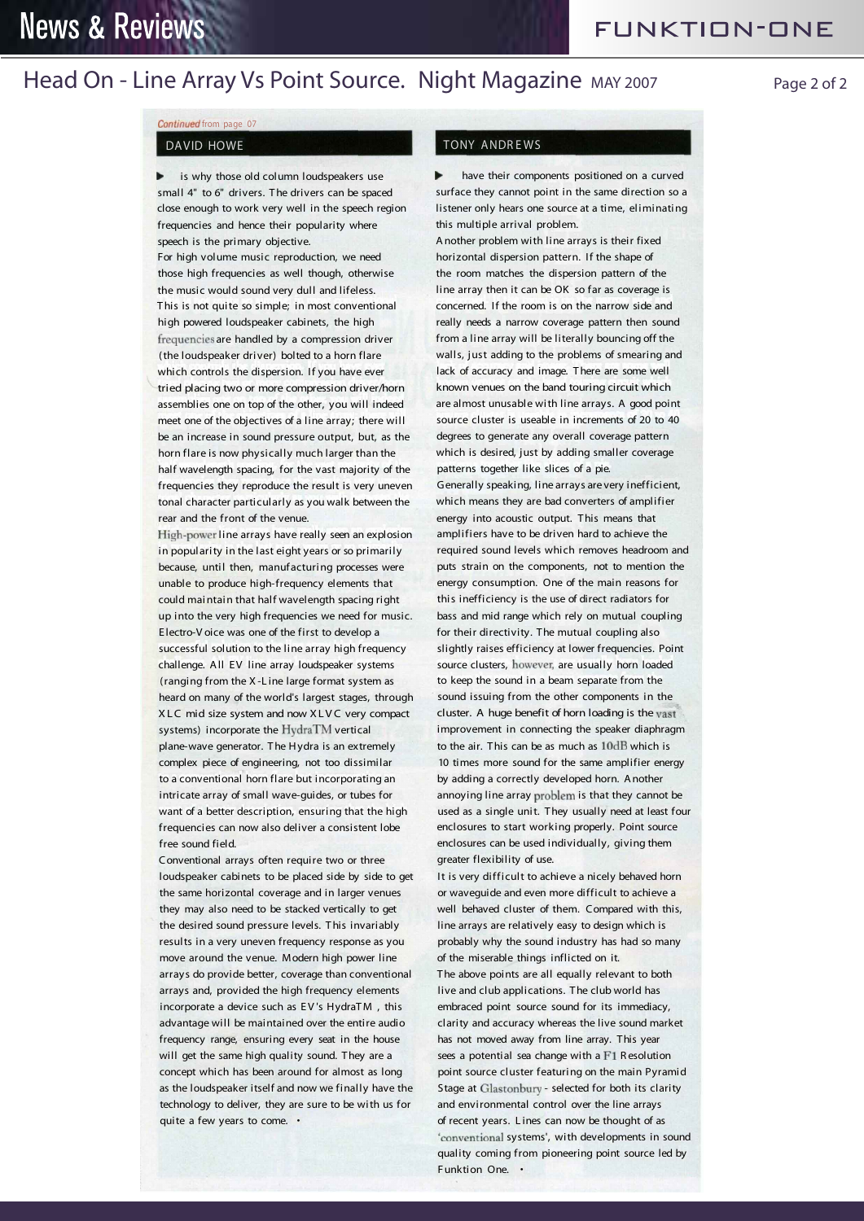# Head On - Line Array Vs Point Source. Night Magazine MAY 2007

*Continued* from page 07

## DAVID HOWE

is why those old column loudspeakers use small 4" to 6" drivers. The drivers can be spaced close enough to work very well in the speech region frequencies and hence their popularity where speech is the primary objective.

For high volume music reproduction, we need those high frequencies as well though, otherwise the music would sound very dull and lifeless.

This is not quite so simple; in most conventional high powered loudspeaker cabinets, the high frequencies are handled by a compression driver (the loudspeaker driver) bolted to a horn flare which controls the dispersion. If you have ever tried placing two or more compression driver/horn assemblies one on top of the other, you will indeed meet one of the objectives of a line array; there will be an increase in sound pressure output, but, as the horn flare is now physically much larger than the half wavelength spacing, for the vast majority of the frequencies they reproduce the result is very uneven tonal character particularly as you walk between the rear and the front of the venue.

High-power line arrays have really seen an explosion in popularity in the last eight years or so primarily because, until then, manufacturing processes were unable to produce high-frequency elements that could maintain that half wavelength spacing right up into the very high frequencies we need for music. Electro-Voice was one of the first to develop a successful solution to the line array high frequency challenge. All EV line array loudspeaker systems (ranging from the X-Line large format system as heard on many of the world's largest stages, through XLC mid size system and now XLVC very compact systems) incorporate the HydraTM vertical plane-wave generator. The Hydra is an extremely complex piece of engineering, not too dissimilar to a conventional horn flare but incorporating an intricate array of small wave-guides, or tubes for want of a better description, ensuring that the high frequencies can now also deliver a consistent lobe free sound field.

Conventional arrays often require two or three loudspeaker cabinets to be placed side by side to get the same horizontal coverage and in larger venues they may also need to be stacked vertically to get the desired sound pressure levels. This invariably results in a very uneven frequency response as you move around the venue. Modern high power line arrays do provide better, coverage than conventional arrays and, provided the high frequency elements incorporate a device such as EV's HydraTM , this advantage will be maintained over the entire audio frequency range, ensuring every seat in the house will get the same high quality sound. They are a concept which has been around for almost as long as the loudspeaker itself and now we finally have the technology to deliver, they are sure to be with us for quite a few years to come. •

## TONY ANDREWS

have their components positioned on a curved surface they cannot point in the same direction so a listener only hears one source at a time, eliminating this multiple arrival problem.

Another problem with line arrays is their fixed horizontal dispersion pattern. If the shape of the room matches the dispersion pattern of the line array then it can be OK so far as coverage is concerned. If the room is on the narrow side and really needs a narrow coverage pattern then sound from a line array will be literally bouncing off the walls, just adding to the problems of smearing and lack of accuracy and image. There are some well known venues on the band touring circuit which are almost unusable with line arrays. A good point source cluster is useable in increments of 20 to 40 degrees to generate any overall coverage pattern which is desired, just by adding smaller coverage patterns together like slices of a pie.

Generally speaking, line arrays are very inefficient, which means they are bad converters of amplifier energy into acoustic output. This means that amplifiers have to be driven hard to achieve the required sound levels which removes headroom and puts strain on the components, not to mention the energy consumption. One of the main reasons for this inefficiency is the use of direct radiators for bass and mid range which rely on mutual coupling for their directivity. The mutual coupling also slightly raises efficiency at lower frequencies. Point source clusters, however, are usually horn loaded to keep the sound in a beam separate from the sound issuing from the other components in the cluster. A huge benefit of horn loading is the vast improvement in connecting the speaker diaphragm to the air. This can be as much as 10dB which is 10 times more sound for the same amplifier energy by adding a correctly developed horn. Another annoying line array problem is that they cannot be used as a single unit. They usually need at least four enclosures to start working properly. Point source enclosures can be used individually, giving them greater flexibility of use.

It is very difficult to achieve a nicely behaved horn or waveguide and even more difficult to achieve a well behaved cluster of them. Compared with this, line arrays are relatively easy to design which is probably why the sound industry has had so many of the miserable things inflicted on it.

The above points are all equally relevant to both live and club applications. The club world has embraced point source sound for its immediacy, clarity and accuracy whereas the live sound market has not moved away from line array. This year sees a potential sea change with a F1 Resolution point source cluster featuring on the main Pyramid Stage at Glastonbury - selected for both its clarity and environmental control over the line arrays of recent years. Lines can now be thought of as 'conventional systems', with developments in sound quality coming from pioneering point source led by Funktion One. •